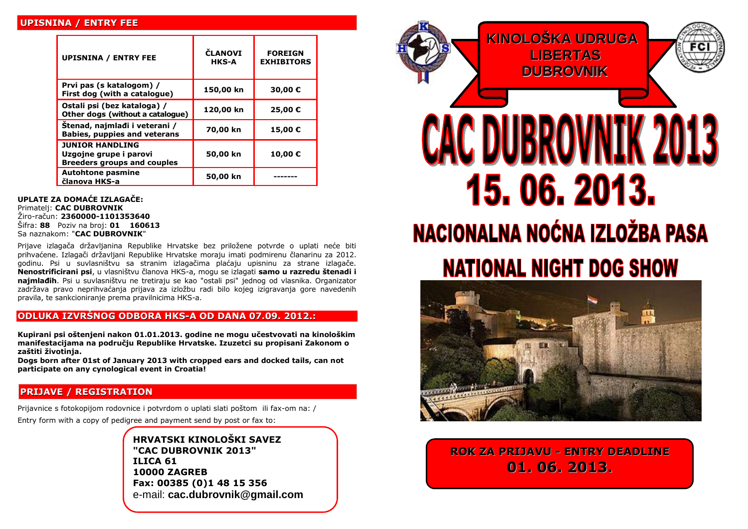## UPISNINA / ENTRY FEE

| UPISNINA / ENTRY FEE | ČLANOVI HKS-A | FOREIGN EXHIBITORS |
|---|---|---|
| Prvi pas (s katalogom) / First dog (with a catalogue) | 150,00 kn | 30,00 € |
| Ostali psi (bez kataloga) / Other dogs (without a catalogue) | 120,00 kn | 25,00 € |
| Štenad, najmlađi i veterani / Babies, puppies and veterans | 70,00 kn | 15,00 € |
| JUNIOR HANDLING Uzgojne grupe i parovi Breeders groups and couples | 50,00 kn | 10,00 € |
| Autohtone pasmine članova HKS-a | 50,00 kn | ------- |

**UPLATE ZA DOMAĆE IZLAGAČE:**
Primatelj: **CAC DUBROVNIK**
Žiro-račun: **2360000-1101353640**
Šifra: **88** Poziv na broj: **01 160613**
Sa naznakom: "**CAC DUBROVNIK**"

Prijave izlagača državljanina Republike Hrvatske bez priložene potvrde o uplati neće biti prihvaćene. Izlagači državljani Republike Hrvatske moraju imati podmirenu članarinu za 2012. godinu. Psi u suvlasništvu sa stranim izlagačima plaćaju upisninu za strane izlagače. **Nenostrificirani psi**, u vlasništvu članova HKS-a, mogu se izlagati **samo u razredu štenadi i najmlađih**. Psi u suvlasništvu ne tretiraju se kao "ostali psi" jednog od vlasnika. Organizator zadržava pravo neprihvaćanja prijava za izložbu radi bilo kojeg izigravanja gore navedenih pravila, te sankcioniranje prema pravilnicima HKS-a.

## ODLUKA IZVRŠNOG ODBORA HKS-A OD DANA 07.09. 2012.:

**Kupirani psi oštenjeni nakon 01.01.2013. godine ne mogu učestvovati na kinološkim manifestacijama na području Republike Hrvatske. Izuzetci su propisani Zakonom o zaštiti životinja.**
**Dogs born after 01st of January 2013 with cropped ears and docked tails, can not participate on any cynological event in Croatia!**

## PRIJAVE / REGISTRATION

Prijavnice s fotokopijom rodovnice i potvrdom o uplati slati poštom ili fax-om na: /
Entry form with a copy of pedigree and payment send by post or fax to:

**HRVATSKI KINOLOŠKI SAVEZ**
**"CAC DUBROVNIK 2013"**
**ILICA 61**
**10000 ZAGREB**
**Fax: 00385 (0)1 48 15 356**
e-mail: **cac.dubrovnik@gmail.com**

# KINOLOŠKA UDRUGA LIBERTAS DUBROVNIK

# CAC DUBROVNIK 2013

# 15. 06. 2013.

## NACIONALNA NOĆNA IZLOŽBA PASA

## NATIONAL NIGHT DOG SHOW

**ROK ZA PRIJAVU - ENTRY DEADLINE**
**01. 06. 2013.**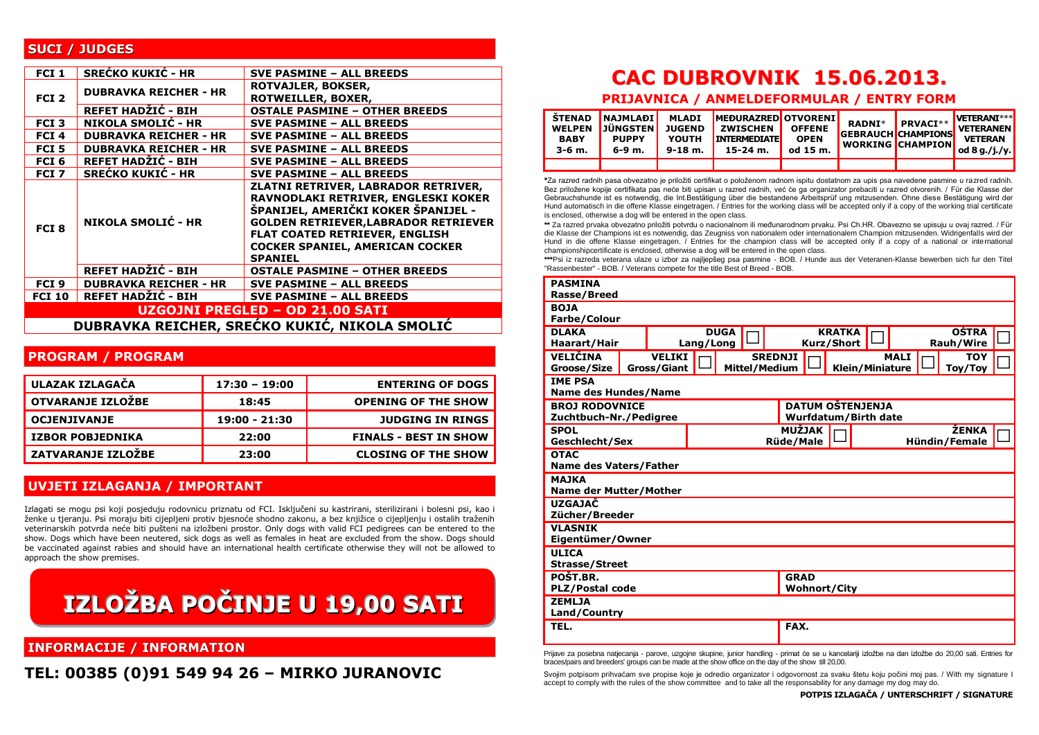## SUCI / JUDGES

| | | |
|---|---|---|
| FCI 1 | SREĆKO KUKIĆ - HR | SVE PASMINE – ALL BREEDS |
| FCI 2 | DUBRAVKA REICHER - HR | ROTVAJLER, BOKSER, ROTWEILLER, BOXER, |
| | REFET HADŽIĆ - BIH | OSTALE PASMINE – OTHER BREEDS |
| FCI 3 | NIKOLA SMOLIĆ - HR | SVE PASMINE – ALL BREEDS |
| FCI 4 | DUBRAVKA REICHER - HR | SVE PASMINE – ALL BREEDS |
| FCI 5 | DUBRAVKA REICHER - HR | SVE PASMINE – ALL BREEDS |
| FCI 6 | REFET HADŽIĆ - BIH | SVE PASMINE – ALL BREEDS |
| FCI 7 | SREĆKO KUKIĆ - HR | SVE PASMINE – ALL BREEDS |
| FCI 8 | NIKOLA SMOLIĆ - HR | ZLATNI RETRIVER, LABRADOR RETRIVER, RAVNODLAKI RETRIVER, ENGLESKI KOKER ŠPANIJEL, AMERIČKI KOKER ŠPANIJEL - GOLDEN RETRIEVER,LABRADOR RETRIEVER FLAT COATED RETRIEVER, ENGLISH COCKER SPANIEL, AMERICAN COCKER SPANIEL |
| | REFET HADŽIĆ - BIH | OSTALE PASMINE – OTHER BREEDS |
| FCI 9 | DUBRAVKA REICHER - HR | SVE PASMINE – ALL BREEDS |
| FCI 10 | REFET HADŽIĆ - BIH | SVE PASMINE – ALL BREEDS |
| UZGOJNI PREGLED – OD 21.00 SATI | | |
| DUBRAVKA REICHER, SREĆKO KUKIĆ, NIKOLA SMOLIĆ | | |

## PROGRAM / PROGRAM

| | | |
|---|---|---|
| ULAZAK IZLAGAČA | 17:30 – 19:00 | ENTERING OF DOGS |
| OTVARANJE IZLOŽBE | 18:45 | OPENING OF THE SHOW |
| OCJENJIVANJE | 19:00 - 21:30 | JUDGING IN RINGS |
| IZBOR POBJEDNIKA | 22:00 | FINALS - BEST IN SHOW |
| ZATVARANJE IZLOŽBE | 23:00 | CLOSING OF THE SHOW |

## UVJETI IZLAGANJA / IMPORTANT

Izlagati se mogu psi koji posjeduju rodovnicu priznatu od FCI. Isključeni su kastrirani, sterilizirani i bolesni psi, kao i ženke u tjeranju. Psi moraju biti cijepljeni protiv bjesnoće shodno zakonu, a bez knjižice o cijepljenju i ostalih traženih veterinarskih potvrda neće biti pušteni na izložbeni prostor. Only dogs with valid FCI pedigrees can be entered to the show. Dogs which have been neutered, sick dogs as well as females in heat are excluded from the show. Dogs should be vaccinated against rabies and should have an international health certificate otherwise they will not be allowed to approach the show premises.

# IZLOŽBA POČINJE U 19,00 SATI

## INFORMACIJE / INFORMATION

**TEL: 00385 (0)91 549 94 26 – MIRKO JURANOVIC**

# CAC DUBROVNIK 15.06.2013.

## PRIJAVNICA / ANMELDEFORMULAR / ENTRY FORM

| ŠTENAD WELPEN BABY 3-6 m. | NAJMLAĐI JÜNGSTEN PUPPY 6-9 m. | MLADI JUGEND YOUTH 9-18 m. | MEĐURAZRED ZWISCHEN INTERMEDIATE 15-24 m. | OTVORENI OFFENE OPEN od 15 m. | RADNI* GEBRAUCH WORKING | PRVACI** CHAMPIONS CHAMPION | VETERANI*** VETERANEN VETERAN od 8 g./j./y. |
|---|---|---|---|---|---|---|---|
| | | | | | | | |

**\***Za razred radnih pasa obvezatno je priložiti certifikat o položenom radnom ispitu dostatnom za upis psa navedene pasmine u razred radnih. Bez priložene kopije certifikata pas neće biti upisan u razred radnih, već će ga organizator prebaciti u razred otvorenih. / Für die Klasse der Gebrauchshunde ist es notwendig, die Int.Bestätigung über die bestandene Arbeitsprüf ung mitzusenden. Ohne diese Bestätigung wird der Hund automatisch in die offene Klasse eingetragen. / Entries for the working class will be accepted only if a copy of the working trial certificate is enclosed, otherwise a dog will be entered in the open class.

**\*\*** Za razred prvaka obvezatno priložiti potvrdu o nacionalnom ili međunarodnom prvaku. Psi Ch.HR. Obavezno se upisuju u ovaj razred. / Für die Klasse der Champions ist es notwendig, das Zeugniss von nationalem oder internationalem Champion mitzusenden. Widrigenfalls wird der Hund in die offene Klasse eingetragen. / Entries for the champion class will be accepted only if a copy of a national or international championshipcertificate is enclosed, otherwise a dog will be entered in the open class.

**\*\*\***Psi iz razreda veterana ulaze u izbor za najljepšeg psa pasmine - BOB. / Hunde aus der Veteranen-Klasse bewerben sich fur den Titel "Rassenbester" - BOB. / Veterans compete for the title Best of Breed - BOB.

| | | | |
|---|---|---|---|
| **PASMINA** Rasse/Breed | | | |
| **BOJA** Farbe/Colour | | | |
| **DLAKA** Haarart/Hair | DUGA Lang/Long ☐ | KRATKA Kurz/Short ☐ | OŠTRA Rauh/Wire ☐ |
| **VELIČINA** Groose/Size | VELIKI Gross/Giant ☐ | SREDNJI Mittel/Medium ☐ | MALI Klein/Miniature ☐ TOY Toy/Toy ☐ |
| **IME PSA** Name des Hundes/Name | | | |
| **BROJ RODOVNICE** Zuchtbuch-Nr./Pedigree | | **DATUM OŠTENJENJA** Wurfdatum/Birth date | |
| **SPOL** Geschlecht/Sex | | MUŽJAK Rüde/Male ☐ | ŽENKA Hündin/Female ☐ |
| **OTAC** Name des Vaters/Father | | | |
| **MAJKA** Name der Mutter/Mother | | | |
| **UZGAJAČ** Zücher/Breeder | | | |
| **VLASNIK** Eigentümer/Owner | | | |
| **ULICA** Strasse/Street | | | |
| **POŠT.BR.** PLZ/Postal code | | **GRAD** Wohnort/City | |
| **ZEMLJA** Land/Country | | | |
| **TEL.** | | **FAX.** | |

Prijave za posebna natjecanja - parove, uzgojne skupine, junior handling - primat će se u kancelariji izložbe na dan izložbe do 20,00 sati. Entries for braces/pairs and breeders' groups can be made at the show office on the day of the show till 20,00.

Svojim potpisom prihvaćam sve propise koje je odredio organizator i odgovornost za svaku štetu koju počini moj pas. / With my signature I accept to comply with the rules of the show committee and to take all the responsability for any damage my dog may do.

**POTPIS IZLAGAČA / UNTERSCHRIFT / SIGNATURE**